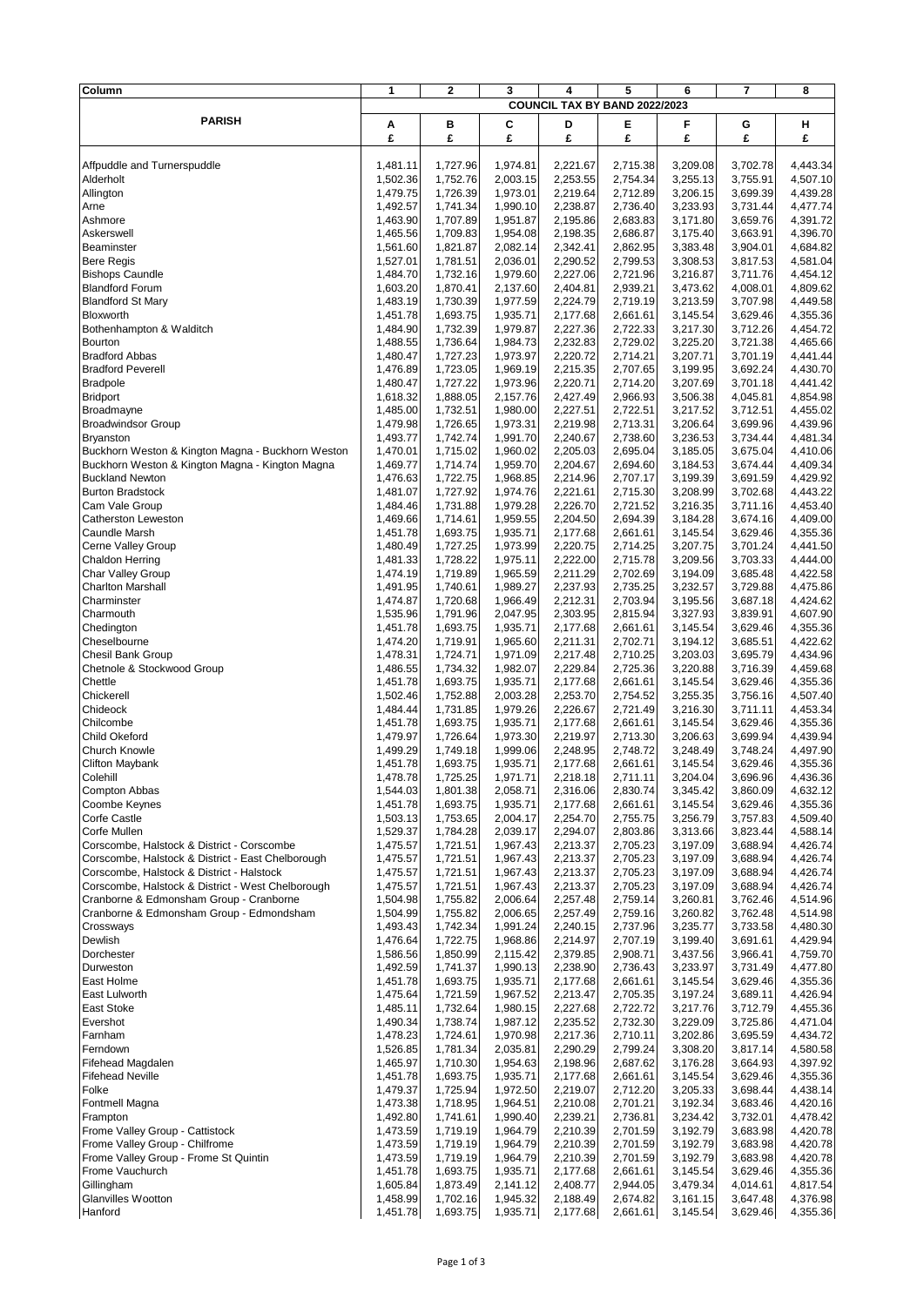| Column | 1 | 2 | 3 | 4 | 5 | 6 | 7 | 8 |
|---|---|---|---|---|---|---|---|---|
| | COUNCIL TAX BY BAND 2022/2023 | | | | | | | |
| PARISH | A | B | C | D | E | F | G | H |
| | £ | £ | £ | £ | £ | £ | £ | £ |
| Affpuddle and Turnerspuddle | 1,481.11 | 1,727.96 | 1,974.81 | 2,221.67 | 2,715.38 | 3,209.08 | 3,702.78 | 4,443.34 |
| Alderholt | 1,502.36 | 1,752.76 | 2,003.15 | 2,253.55 | 2,754.34 | 3,255.13 | 3,755.91 | 4,507.10 |
| Allington | 1,479.75 | 1,726.39 | 1,973.01 | 2,219.64 | 2,712.89 | 3,206.15 | 3,699.39 | 4,439.28 |
| Arne | 1,492.57 | 1,741.34 | 1,990.10 | 2,238.87 | 2,736.40 | 3,233.93 | 3,731.44 | 4,477.74 |
| Ashmore | 1,463.90 | 1,707.89 | 1,951.87 | 2,195.86 | 2,683.83 | 3,171.80 | 3,659.76 | 4,391.72 |
| Askerswell | 1,465.56 | 1,709.83 | 1,954.08 | 2,198.35 | 2,686.87 | 3,175.40 | 3,663.91 | 4,396.70 |
| Beaminster | 1,561.60 | 1,821.87 | 2,082.14 | 2,342.41 | 2,862.95 | 3,383.48 | 3,904.01 | 4,684.82 |
| Bere Regis | 1,527.01 | 1,781.51 | 2,036.01 | 2,290.52 | 2,799.53 | 3,308.53 | 3,817.53 | 4,581.04 |
| Bishops Caundle | 1,484.70 | 1,732.16 | 1,979.60 | 2,227.06 | 2,721.96 | 3,216.87 | 3,711.76 | 4,454.12 |
| Blandford Forum | 1,603.20 | 1,870.41 | 2,137.60 | 2,404.81 | 2,939.21 | 3,473.62 | 4,008.01 | 4,809.62 |
| Blandford St Mary | 1,483.19 | 1,730.39 | 1,977.59 | 2,224.79 | 2,719.19 | 3,213.59 | 3,707.98 | 4,449.58 |
| Bloxworth | 1,451.78 | 1,693.75 | 1,935.71 | 2,177.68 | 2,661.61 | 3,145.54 | 3,629.46 | 4,355.36 |
| Bothenhampton & Walditch | 1,484.90 | 1,732.39 | 1,979.87 | 2,227.36 | 2,722.33 | 3,217.30 | 3,712.26 | 4,454.72 |
| Bourton | 1,488.55 | 1,736.64 | 1,984.73 | 2,232.83 | 2,729.02 | 3,225.20 | 3,721.38 | 4,465.66 |
| Bradford Abbas | 1,480.47 | 1,727.23 | 1,973.97 | 2,220.72 | 2,714.21 | 3,207.71 | 3,701.19 | 4,441.44 |
| Bradford Peverell | 1,476.89 | 1,723.05 | 1,969.19 | 2,215.35 | 2,707.65 | 3,199.95 | 3,692.24 | 4,430.70 |
| Bradpole | 1,480.47 | 1,727.22 | 1,973.96 | 2,220.71 | 2,714.20 | 3,207.69 | 3,701.18 | 4,441.42 |
| Bridport | 1,618.32 | 1,888.05 | 2,157.76 | 2,427.49 | 2,966.93 | 3,506.38 | 4,045.81 | 4,854.98 |
| Broadmayne | 1,485.00 | 1,732.51 | 1,980.00 | 2,227.51 | 2,722.51 | 3,217.52 | 3,712.51 | 4,455.02 |
| Broadwindsor Group | 1,479.98 | 1,726.65 | 1,973.31 | 2,219.98 | 2,713.31 | 3,206.64 | 3,699.96 | 4,439.96 |
| Bryanston | 1,493.77 | 1,742.74 | 1,991.70 | 2,240.67 | 2,738.60 | 3,236.53 | 3,734.44 | 4,481.34 |
| Buckhorn Weston & Kington Magna - Buckhorn Weston | 1,470.01 | 1,715.02 | 1,960.02 | 2,205.03 | 2,695.04 | 3,185.05 | 3,675.04 | 4,410.06 |
| Buckhorn Weston & Kington Magna - Kington Magna | 1,469.77 | 1,714.74 | 1,959.70 | 2,204.67 | 2,694.60 | 3,184.53 | 3,674.44 | 4,409.34 |
| Buckland Newton | 1,476.63 | 1,722.75 | 1,968.85 | 2,214.96 | 2,707.17 | 3,199.39 | 3,691.59 | 4,429.92 |
| Burton Bradstock | 1,481.07 | 1,727.92 | 1,974.76 | 2,221.61 | 2,715.30 | 3,208.99 | 3,702.68 | 4,443.22 |
| Cam Vale Group | 1,484.46 | 1,731.88 | 1,979.28 | 2,226.70 | 2,721.52 | 3,216.35 | 3,711.16 | 4,453.40 |
| Catherston Leweston | 1,469.66 | 1,714.61 | 1,959.55 | 2,204.50 | 2,694.39 | 3,184.28 | 3,674.16 | 4,409.00 |
| Caundle Marsh | 1,451.78 | 1,693.75 | 1,935.71 | 2,177.68 | 2,661.61 | 3,145.54 | 3,629.46 | 4,355.36 |
| Cerne Valley Group | 1,480.49 | 1,727.25 | 1,973.99 | 2,220.75 | 2,714.25 | 3,207.75 | 3,701.24 | 4,441.50 |
| Chaldon Herring | 1,481.33 | 1,728.22 | 1,975.11 | 2,222.00 | 2,715.78 | 3,209.56 | 3,703.33 | 4,444.00 |
| Char Valley Group | 1,474.19 | 1,719.89 | 1,965.59 | 2,211.29 | 2,702.69 | 3,194.09 | 3,685.48 | 4,422.58 |
| Charlton Marshall | 1,491.95 | 1,740.61 | 1,989.27 | 2,237.93 | 2,735.25 | 3,232.57 | 3,729.88 | 4,475.86 |
| Charminster | 1,474.87 | 1,720.68 | 1,966.49 | 2,212.31 | 2,703.94 | 3,195.56 | 3,687.18 | 4,424.62 |
| Charmouth | 1,535.96 | 1,791.96 | 2,047.95 | 2,303.95 | 2,815.94 | 3,327.93 | 3,839.91 | 4,607.90 |
| Chedington | 1,451.78 | 1,693.75 | 1,935.71 | 2,177.68 | 2,661.61 | 3,145.54 | 3,629.46 | 4,355.36 |
| Cheselbourne | 1,474.20 | 1,719.91 | 1,965.60 | 2,211.31 | 2,702.71 | 3,194.12 | 3,685.51 | 4,422.62 |
| Chesil Bank Group | 1,478.31 | 1,724.71 | 1,971.09 | 2,217.48 | 2,710.25 | 3,203.03 | 3,695.79 | 4,434.96 |
| Chetnole & Stockwood Group | 1,486.55 | 1,734.32 | 1,982.07 | 2,229.84 | 2,725.36 | 3,220.88 | 3,716.39 | 4,459.68 |
| Chettle | 1,451.78 | 1,693.75 | 1,935.71 | 2,177.68 | 2,661.61 | 3,145.54 | 3,629.46 | 4,355.36 |
| Chickerell | 1,502.46 | 1,752.88 | 2,003.28 | 2,253.70 | 2,754.52 | 3,255.35 | 3,756.16 | 4,507.40 |
| Chideock | 1,484.44 | 1,731.85 | 1,979.26 | 2,226.67 | 2,721.49 | 3,216.30 | 3,711.11 | 4,453.34 |
| Chilcombe | 1,451.78 | 1,693.75 | 1,935.71 | 2,177.68 | 2,661.61 | 3,145.54 | 3,629.46 | 4,355.36 |
| Child Okeford | 1,479.97 | 1,726.64 | 1,973.30 | 2,219.97 | 2,713.30 | 3,206.63 | 3,699.94 | 4,439.94 |
| Church Knowle | 1,499.29 | 1,749.18 | 1,999.06 | 2,248.95 | 2,748.72 | 3,248.49 | 3,748.24 | 4,497.90 |
| Clifton Maybank | 1,451.78 | 1,693.75 | 1,935.71 | 2,177.68 | 2,661.61 | 3,145.54 | 3,629.46 | 4,355.36 |
| Colehill | 1,478.78 | 1,725.25 | 1,971.71 | 2,218.18 | 2,711.11 | 3,204.04 | 3,696.96 | 4,436.36 |
| Compton Abbas | 1,544.03 | 1,801.38 | 2,058.71 | 2,316.06 | 2,830.74 | 3,345.42 | 3,860.09 | 4,632.12 |
| Coombe Keynes | 1,451.78 | 1,693.75 | 1,935.71 | 2,177.68 | 2,661.61 | 3,145.54 | 3,629.46 | 4,355.36 |
| Corfe Castle | 1,503.13 | 1,753.65 | 2,004.17 | 2,254.70 | 2,755.75 | 3,256.79 | 3,757.83 | 4,509.40 |
| Corfe Mullen | 1,529.37 | 1,784.28 | 2,039.17 | 2,294.07 | 2,803.86 | 3,313.66 | 3,823.44 | 4,588.14 |
| Corscombe, Halstock & District - Corscombe | 1,475.57 | 1,721.51 | 1,967.43 | 2,213.37 | 2,705.23 | 3,197.09 | 3,688.94 | 4,426.74 |
| Corscombe, Halstock & District - East Chelborough | 1,475.57 | 1,721.51 | 1,967.43 | 2,213.37 | 2,705.23 | 3,197.09 | 3,688.94 | 4,426.74 |
| Corscombe, Halstock & District - Halstock | 1,475.57 | 1,721.51 | 1,967.43 | 2,213.37 | 2,705.23 | 3,197.09 | 3,688.94 | 4,426.74 |
| Corscombe, Halstock & District - West Chelborough | 1,475.57 | 1,721.51 | 1,967.43 | 2,213.37 | 2,705.23 | 3,197.09 | 3,688.94 | 4,426.74 |
| Cranborne & Edmonsham Group - Cranborne | 1,504.98 | 1,755.82 | 2,006.64 | 2,257.48 | 2,759.14 | 3,260.81 | 3,762.46 | 4,514.96 |
| Cranborne & Edmonsham Group - Edmondsham | 1,504.99 | 1,755.82 | 2,006.65 | 2,257.49 | 2,759.16 | 3,260.82 | 3,762.48 | 4,514.98 |
| Crossways | 1,493.43 | 1,742.34 | 1,991.24 | 2,240.15 | 2,737.96 | 3,235.77 | 3,733.58 | 4,480.30 |
| Dewlish | 1,476.64 | 1,722.75 | 1,968.86 | 2,214.97 | 2,707.19 | 3,199.40 | 3,691.61 | 4,429.94 |
| Dorchester | 1,586.56 | 1,850.99 | 2,115.42 | 2,379.85 | 2,908.71 | 3,437.56 | 3,966.41 | 4,759.70 |
| Durweston | 1,492.59 | 1,741.37 | 1,990.13 | 2,238.90 | 2,736.43 | 3,233.97 | 3,731.49 | 4,477.80 |
| East Holme | 1,451.78 | 1,693.75 | 1,935.71 | 2,177.68 | 2,661.61 | 3,145.54 | 3,629.46 | 4,355.36 |
| East Lulworth | 1,475.64 | 1,721.59 | 1,967.52 | 2,213.47 | 2,705.35 | 3,197.24 | 3,689.11 | 4,426.94 |
| East Stoke | 1,485.11 | 1,732.64 | 1,980.15 | 2,227.68 | 2,722.72 | 3,217.76 | 3,712.79 | 4,455.36 |
| Evershot | 1,490.34 | 1,738.74 | 1,987.12 | 2,235.52 | 2,732.30 | 3,229.09 | 3,725.86 | 4,471.04 |
| Farnham | 1,478.23 | 1,724.61 | 1,970.98 | 2,217.36 | 2,710.11 | 3,202.86 | 3,695.59 | 4,434.72 |
| Ferndown | 1,526.85 | 1,781.34 | 2,035.81 | 2,290.29 | 2,799.24 | 3,308.20 | 3,817.14 | 4,580.58 |
| Fifehead Magdalen | 1,465.97 | 1,710.30 | 1,954.63 | 2,198.96 | 2,687.62 | 3,176.28 | 3,664.93 | 4,397.92 |
| Fifehead Neville | 1,451.78 | 1,693.75 | 1,935.71 | 2,177.68 | 2,661.61 | 3,145.54 | 3,629.46 | 4,355.36 |
| Folke | 1,479.37 | 1,725.94 | 1,972.50 | 2,219.07 | 2,712.20 | 3,205.33 | 3,698.44 | 4,438.14 |
| Fontmell Magna | 1,473.38 | 1,718.95 | 1,964.51 | 2,210.08 | 2,701.21 | 3,192.34 | 3,683.46 | 4,420.16 |
| Frampton | 1,492.80 | 1,741.61 | 1,990.40 | 2,239.21 | 2,736.81 | 3,234.42 | 3,732.01 | 4,478.42 |
| Frome Valley Group - Cattistock | 1,473.59 | 1,719.19 | 1,964.79 | 2,210.39 | 2,701.59 | 3,192.79 | 3,683.98 | 4,420.78 |
| Frome Valley Group - Chilfrome | 1,473.59 | 1,719.19 | 1,964.79 | 2,210.39 | 2,701.59 | 3,192.79 | 3,683.98 | 4,420.78 |
| Frome Valley Group - Frome St Quintin | 1,473.59 | 1,719.19 | 1,964.79 | 2,210.39 | 2,701.59 | 3,192.79 | 3,683.98 | 4,420.78 |
| Frome Vauchurch | 1,451.78 | 1,693.75 | 1,935.71 | 2,177.68 | 2,661.61 | 3,145.54 | 3,629.46 | 4,355.36 |
| Gillingham | 1,605.84 | 1,873.49 | 2,141.12 | 2,408.77 | 2,944.05 | 3,479.34 | 4,014.61 | 4,817.54 |
| Glanvilles Wootton | 1,458.99 | 1,702.16 | 1,945.32 | 2,188.49 | 2,674.82 | 3,161.15 | 3,647.48 | 4,376.98 |
| Hanford | 1,451.78 | 1,693.75 | 1,935.71 | 2,177.68 | 2,661.61 | 3,145.54 | 3,629.46 | 4,355.36 |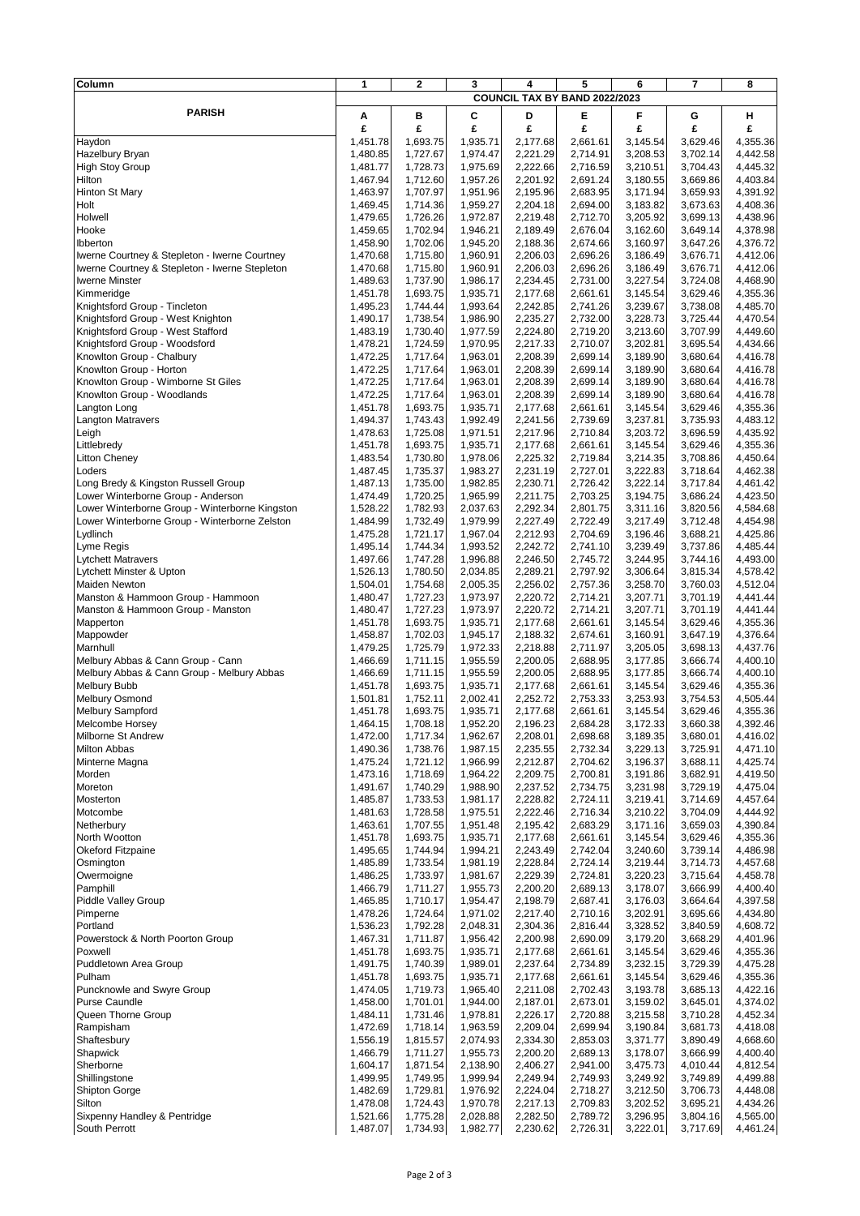| Column | 1 | 2 | 3 | 4 | 5 | 6 | 7 | 8 |
|---|---|---|---|---|---|---|---|---|
| | COUNCIL TAX BY BAND 2022/2023 | | | | | | | |
| PARISH | A | B | C | D | E | F | G | H |
| | £ | £ | £ | £ | £ | £ | £ | £ |
| Haydon | 1,451.78 | 1,693.75 | 1,935.71 | 2,177.68 | 2,661.61 | 3,145.54 | 3,629.46 | 4,355.36 |
| Hazelbury Bryan | 1,480.85 | 1,727.67 | 1,974.47 | 2,221.29 | 2,714.91 | 3,208.53 | 3,702.14 | 4,442.58 |
| High Stoy Group | 1,481.77 | 1,728.73 | 1,975.69 | 2,222.66 | 2,716.59 | 3,210.51 | 3,704.43 | 4,445.32 |
| Hilton | 1,467.94 | 1,712.60 | 1,957.26 | 2,201.92 | 2,691.24 | 3,180.55 | 3,669.86 | 4,403.84 |
| Hinton St Mary | 1,463.97 | 1,707.97 | 1,951.96 | 2,195.96 | 2,683.95 | 3,171.94 | 3,659.93 | 4,391.92 |
| Holt | 1,469.45 | 1,714.36 | 1,959.27 | 2,204.18 | 2,694.00 | 3,183.82 | 3,673.63 | 4,408.36 |
| Holwell | 1,479.65 | 1,726.26 | 1,972.87 | 2,219.48 | 2,712.70 | 3,205.92 | 3,699.13 | 4,438.96 |
| Hooke | 1,459.65 | 1,702.94 | 1,946.21 | 2,189.49 | 2,676.04 | 3,162.60 | 3,649.14 | 4,378.98 |
| Ibberton | 1,458.90 | 1,702.06 | 1,945.20 | 2,188.36 | 2,674.66 | 3,160.97 | 3,647.26 | 4,376.72 |
| Iwerne Courtney & Stepleton - Iwerne Courtney | 1,470.68 | 1,715.80 | 1,960.91 | 2,206.03 | 2,696.26 | 3,186.49 | 3,676.71 | 4,412.06 |
| Iwerne Courtney & Stepleton - Iwerne Stepleton | 1,470.68 | 1,715.80 | 1,960.91 | 2,206.03 | 2,696.26 | 3,186.49 | 3,676.71 | 4,412.06 |
| Iwerne Minster | 1,489.63 | 1,737.90 | 1,986.17 | 2,234.45 | 2,731.00 | 3,227.54 | 3,724.08 | 4,468.90 |
| Kimmeridge | 1,451.78 | 1,693.75 | 1,935.71 | 2,177.68 | 2,661.61 | 3,145.54 | 3,629.46 | 4,355.36 |
| Knightsford Group - Tincleton | 1,495.23 | 1,744.44 | 1,993.64 | 2,242.85 | 2,741.26 | 3,239.67 | 3,738.08 | 4,485.70 |
| Knightsford Group - West Knighton | 1,490.17 | 1,738.54 | 1,986.90 | 2,235.27 | 2,732.00 | 3,228.73 | 3,725.44 | 4,470.54 |
| Knightsford Group - West Stafford | 1,483.19 | 1,730.40 | 1,977.59 | 2,224.80 | 2,719.20 | 3,213.60 | 3,707.99 | 4,449.60 |
| Knightsford Group - Woodsford | 1,478.21 | 1,724.59 | 1,970.95 | 2,217.33 | 2,710.07 | 3,202.81 | 3,695.54 | 4,434.66 |
| Knowlton Group - Chalbury | 1,472.25 | 1,717.64 | 1,963.01 | 2,208.39 | 2,699.14 | 3,189.90 | 3,680.64 | 4,416.78 |
| Knowlton Group - Horton | 1,472.25 | 1,717.64 | 1,963.01 | 2,208.39 | 2,699.14 | 3,189.90 | 3,680.64 | 4,416.78 |
| Knowlton Group - Wimborne St Giles | 1,472.25 | 1,717.64 | 1,963.01 | 2,208.39 | 2,699.14 | 3,189.90 | 3,680.64 | 4,416.78 |
| Knowlton Group - Woodlands | 1,472.25 | 1,717.64 | 1,963.01 | 2,208.39 | 2,699.14 | 3,189.90 | 3,680.64 | 4,416.78 |
| Langton Long | 1,451.78 | 1,693.75 | 1,935.71 | 2,177.68 | 2,661.61 | 3,145.54 | 3,629.46 | 4,355.36 |
| Langton Matravers | 1,494.37 | 1,743.43 | 1,992.49 | 2,241.56 | 2,739.69 | 3,237.81 | 3,735.93 | 4,483.12 |
| Leigh | 1,478.63 | 1,725.08 | 1,971.51 | 2,217.96 | 2,710.84 | 3,203.72 | 3,696.59 | 4,435.92 |
| Littlebredy | 1,451.78 | 1,693.75 | 1,935.71 | 2,177.68 | 2,661.61 | 3,145.54 | 3,629.46 | 4,355.36 |
| Litton Cheney | 1,483.54 | 1,730.80 | 1,978.06 | 2,225.32 | 2,719.84 | 3,214.35 | 3,708.86 | 4,450.64 |
| Loders | 1,487.45 | 1,735.37 | 1,983.27 | 2,231.19 | 2,727.01 | 3,222.83 | 3,718.64 | 4,462.38 |
| Long Bredy & Kingston Russell Group | 1,487.13 | 1,735.00 | 1,982.85 | 2,230.71 | 2,726.42 | 3,222.14 | 3,717.84 | 4,461.42 |
| Lower Winterborne Group - Anderson | 1,474.49 | 1,720.25 | 1,965.99 | 2,211.75 | 2,703.25 | 3,194.75 | 3,686.24 | 4,423.50 |
| Lower Winterborne Group - Winterborne Kingston | 1,528.22 | 1,782.93 | 2,037.63 | 2,292.34 | 2,801.75 | 3,311.16 | 3,820.56 | 4,584.68 |
| Lower Winterborne Group - Winterborne Zelston | 1,484.99 | 1,732.49 | 1,979.99 | 2,227.49 | 2,722.49 | 3,217.49 | 3,712.48 | 4,454.98 |
| Lydlinch | 1,475.28 | 1,721.17 | 1,967.04 | 2,212.93 | 2,704.69 | 3,196.46 | 3,688.21 | 4,425.86 |
| Lyme Regis | 1,495.14 | 1,744.34 | 1,993.52 | 2,242.72 | 2,741.10 | 3,239.49 | 3,737.86 | 4,485.44 |
| Lytchett Matravers | 1,497.66 | 1,747.28 | 1,996.88 | 2,246.50 | 2,745.72 | 3,244.95 | 3,744.16 | 4,493.00 |
| Lytchett Minster & Upton | 1,526.13 | 1,780.50 | 2,034.85 | 2,289.21 | 2,797.92 | 3,306.64 | 3,815.34 | 4,578.42 |
| Maiden Newton | 1,504.01 | 1,754.68 | 2,005.35 | 2,256.02 | 2,757.36 | 3,258.70 | 3,760.03 | 4,512.04 |
| Manston & Hammoon Group - Hammoon | 1,480.47 | 1,727.23 | 1,973.97 | 2,220.72 | 2,714.21 | 3,207.71 | 3,701.19 | 4,441.44 |
| Manston & Hammoon Group - Manston | 1,480.47 | 1,727.23 | 1,973.97 | 2,220.72 | 2,714.21 | 3,207.71 | 3,701.19 | 4,441.44 |
| Mapperton | 1,451.78 | 1,693.75 | 1,935.71 | 2,177.68 | 2,661.61 | 3,145.54 | 3,629.46 | 4,355.36 |
| Mappowder | 1,458.87 | 1,702.03 | 1,945.17 | 2,188.32 | 2,674.61 | 3,160.91 | 3,647.19 | 4,376.64 |
| Marnhull | 1,479.25 | 1,725.79 | 1,972.33 | 2,218.88 | 2,711.97 | 3,205.05 | 3,698.13 | 4,437.76 |
| Melbury Abbas & Cann Group - Cann | 1,466.69 | 1,711.15 | 1,955.59 | 2,200.05 | 2,688.95 | 3,177.85 | 3,666.74 | 4,400.10 |
| Melbury Abbas & Cann Group - Melbury Abbas | 1,466.69 | 1,711.15 | 1,955.59 | 2,200.05 | 2,688.95 | 3,177.85 | 3,666.74 | 4,400.10 |
| Melbury Bubb | 1,451.78 | 1,693.75 | 1,935.71 | 2,177.68 | 2,661.61 | 3,145.54 | 3,629.46 | 4,355.36 |
| Melbury Osmond | 1,501.81 | 1,752.11 | 2,002.41 | 2,252.72 | 2,753.33 | 3,253.93 | 3,754.53 | 4,505.44 |
| Melbury Sampford | 1,451.78 | 1,693.75 | 1,935.71 | 2,177.68 | 2,661.61 | 3,145.54 | 3,629.46 | 4,355.36 |
| Melcombe Horsey | 1,464.15 | 1,708.18 | 1,952.20 | 2,196.23 | 2,684.28 | 3,172.33 | 3,660.38 | 4,392.46 |
| Milborne St Andrew | 1,472.00 | 1,717.34 | 1,962.67 | 2,208.01 | 2,698.68 | 3,189.35 | 3,680.01 | 4,416.02 |
| Milton Abbas | 1,490.36 | 1,738.76 | 1,987.15 | 2,235.55 | 2,732.34 | 3,229.13 | 3,725.91 | 4,471.10 |
| Minterne Magna | 1,475.24 | 1,721.12 | 1,966.99 | 2,212.87 | 2,704.62 | 3,196.37 | 3,688.11 | 4,425.74 |
| Morden | 1,473.16 | 1,718.69 | 1,964.22 | 2,209.75 | 2,700.81 | 3,191.86 | 3,682.91 | 4,419.50 |
| Moreton | 1,491.67 | 1,740.29 | 1,988.90 | 2,237.52 | 2,734.75 | 3,231.98 | 3,729.19 | 4,475.04 |
| Mosterton | 1,485.87 | 1,733.53 | 1,981.17 | 2,228.82 | 2,724.11 | 3,219.41 | 3,714.69 | 4,457.64 |
| Motcombe | 1,481.63 | 1,728.58 | 1,975.51 | 2,222.46 | 2,716.34 | 3,210.22 | 3,704.09 | 4,444.92 |
| Netherbury | 1,463.61 | 1,707.55 | 1,951.48 | 2,195.42 | 2,683.29 | 3,171.16 | 3,659.03 | 4,390.84 |
| North Wootton | 1,451.78 | 1,693.75 | 1,935.71 | 2,177.68 | 2,661.61 | 3,145.54 | 3,629.46 | 4,355.36 |
| Okeford Fitzpaine | 1,495.65 | 1,744.94 | 1,994.21 | 2,243.49 | 2,742.04 | 3,240.60 | 3,739.14 | 4,486.98 |
| Osmington | 1,485.89 | 1,733.54 | 1,981.19 | 2,228.84 | 2,724.14 | 3,219.44 | 3,714.73 | 4,457.68 |
| Owermoigne | 1,486.25 | 1,733.97 | 1,981.67 | 2,229.39 | 2,724.81 | 3,220.23 | 3,715.64 | 4,458.78 |
| Pamphill | 1,466.79 | 1,711.27 | 1,955.73 | 2,200.20 | 2,689.13 | 3,178.07 | 3,666.99 | 4,400.40 |
| Piddle Valley Group | 1,465.85 | 1,710.17 | 1,954.47 | 2,198.79 | 2,687.41 | 3,176.03 | 3,664.64 | 4,397.58 |
| Pimperne | 1,478.26 | 1,724.64 | 1,971.02 | 2,217.40 | 2,710.16 | 3,202.91 | 3,695.66 | 4,434.80 |
| Portland | 1,536.23 | 1,792.28 | 2,048.31 | 2,304.36 | 2,816.44 | 3,328.52 | 3,840.59 | 4,608.72 |
| Powerstock & North Poorton Group | 1,467.31 | 1,711.87 | 1,956.42 | 2,200.98 | 2,690.09 | 3,179.20 | 3,668.29 | 4,401.96 |
| Poxwell | 1,451.78 | 1,693.75 | 1,935.71 | 2,177.68 | 2,661.61 | 3,145.54 | 3,629.46 | 4,355.36 |
| Puddletown Area Group | 1,491.75 | 1,740.39 | 1,989.01 | 2,237.64 | 2,734.89 | 3,232.15 | 3,729.39 | 4,475.28 |
| Pulham | 1,451.78 | 1,693.75 | 1,935.71 | 2,177.68 | 2,661.61 | 3,145.54 | 3,629.46 | 4,355.36 |
| Puncknowle and Swyre Group | 1,474.05 | 1,719.73 | 1,965.40 | 2,211.08 | 2,702.43 | 3,193.78 | 3,685.13 | 4,422.16 |
| Purse Caundle | 1,458.00 | 1,701.01 | 1,944.00 | 2,187.01 | 2,673.01 | 3,159.02 | 3,645.01 | 4,374.02 |
| Queen Thorne Group | 1,484.11 | 1,731.46 | 1,978.81 | 2,226.17 | 2,720.88 | 3,215.58 | 3,710.28 | 4,452.34 |
| Rampisham | 1,472.69 | 1,718.14 | 1,963.59 | 2,209.04 | 2,699.94 | 3,190.84 | 3,681.73 | 4,418.08 |
| Shaftesbury | 1,556.19 | 1,815.57 | 2,074.93 | 2,334.30 | 2,853.03 | 3,371.77 | 3,890.49 | 4,668.60 |
| Shapwick | 1,466.79 | 1,711.27 | 1,955.73 | 2,200.20 | 2,689.13 | 3,178.07 | 3,666.99 | 4,400.40 |
| Sherborne | 1,604.17 | 1,871.54 | 2,138.90 | 2,406.27 | 2,941.00 | 3,475.73 | 4,010.44 | 4,812.54 |
| Shillingstone | 1,499.95 | 1,749.95 | 1,999.94 | 2,249.94 | 2,749.93 | 3,249.92 | 3,749.89 | 4,499.88 |
| Shipton Gorge | 1,482.69 | 1,729.81 | 1,976.92 | 2,224.04 | 2,718.27 | 3,212.50 | 3,706.73 | 4,448.08 |
| Silton | 1,478.08 | 1,724.43 | 1,970.78 | 2,217.13 | 2,709.83 | 3,202.52 | 3,695.21 | 4,434.26 |
| Sixpenny Handley & Pentridge | 1,521.66 | 1,775.28 | 2,028.88 | 2,282.50 | 2,789.72 | 3,296.95 | 3,804.16 | 4,565.00 |
| South Perrott | 1,487.07 | 1,734.93 | 1,982.77 | 2,230.62 | 2,726.31 | 3,222.01 | 3,717.69 | 4,461.24 |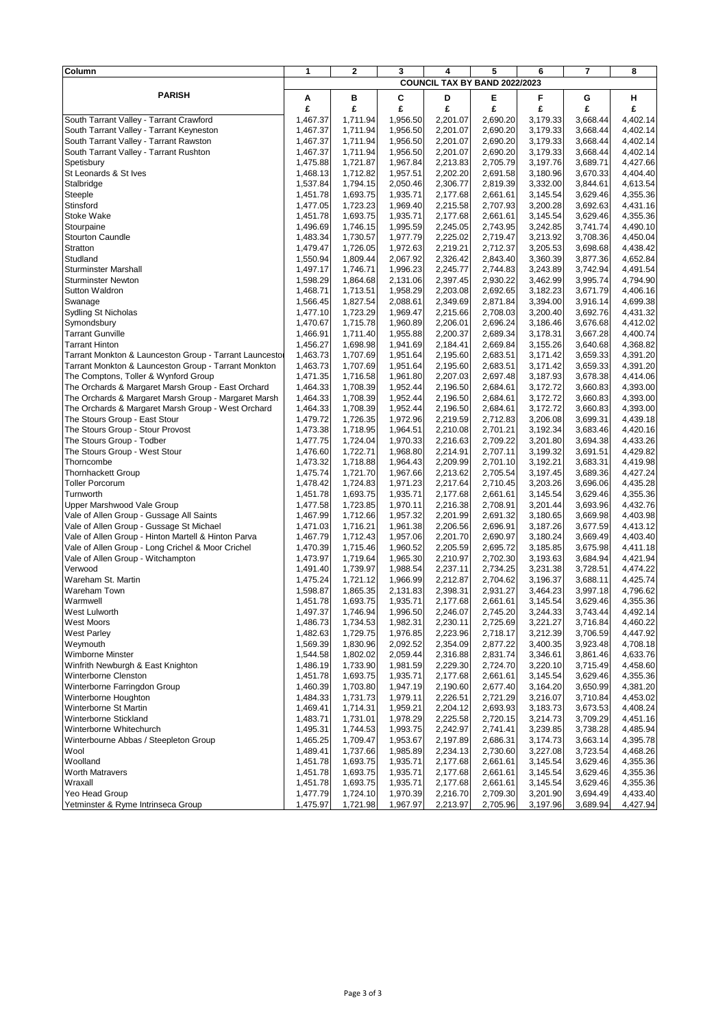| Column | 1 | 2 | 3 | 4 | 5 | 6 | 7 | 8 |
|---|---|---|---|---|---|---|---|---|
| | COUNCIL TAX BY BAND 2022/2023 | | | | | | | |
| PARISH | A | B | C | D | E | F | G | H |
| | £ | £ | £ | £ | £ | £ | £ | £ |
| South Tarrant Valley - Tarrant Crawford | 1,467.37 | 1,711.94 | 1,956.50 | 2,201.07 | 2,690.20 | 3,179.33 | 3,668.44 | 4,402.14 |
| South Tarrant Valley - Tarrant Keyneston | 1,467.37 | 1,711.94 | 1,956.50 | 2,201.07 | 2,690.20 | 3,179.33 | 3,668.44 | 4,402.14 |
| South Tarrant Valley - Tarrant Rawston | 1,467.37 | 1,711.94 | 1,956.50 | 2,201.07 | 2,690.20 | 3,179.33 | 3,668.44 | 4,402.14 |
| South Tarrant Valley - Tarrant Rushton | 1,467.37 | 1,711.94 | 1,956.50 | 2,201.07 | 2,690.20 | 3,179.33 | 3,668.44 | 4,402.14 |
| Spetisbury | 1,475.88 | 1,721.87 | 1,967.84 | 2,213.83 | 2,705.79 | 3,197.76 | 3,689.71 | 4,427.66 |
| St Leonards & St Ives | 1,468.13 | 1,712.82 | 1,957.51 | 2,202.20 | 2,691.58 | 3,180.96 | 3,670.33 | 4,404.40 |
| Stalbridge | 1,537.84 | 1,794.15 | 2,050.46 | 2,306.77 | 2,819.39 | 3,332.00 | 3,844.61 | 4,613.54 |
| Steeple | 1,451.78 | 1,693.75 | 1,935.71 | 2,177.68 | 2,661.61 | 3,145.54 | 3,629.46 | 4,355.36 |
| Stinsford | 1,477.05 | 1,723.23 | 1,969.40 | 2,215.58 | 2,707.93 | 3,200.28 | 3,692.63 | 4,431.16 |
| Stoke Wake | 1,451.78 | 1,693.75 | 1,935.71 | 2,177.68 | 2,661.61 | 3,145.54 | 3,629.46 | 4,355.36 |
| Stourpaine | 1,496.69 | 1,746.15 | 1,995.59 | 2,245.05 | 2,743.95 | 3,242.85 | 3,741.74 | 4,490.10 |
| Stourton Caundle | 1,483.34 | 1,730.57 | 1,977.79 | 2,225.02 | 2,719.47 | 3,213.92 | 3,708.36 | 4,450.04 |
| Stratton | 1,479.47 | 1,726.05 | 1,972.63 | 2,219.21 | 2,712.37 | 3,205.53 | 3,698.68 | 4,438.42 |
| Studland | 1,550.94 | 1,809.44 | 2,067.92 | 2,326.42 | 2,843.40 | 3,360.39 | 3,877.36 | 4,652.84 |
| Sturminster Marshall | 1,497.17 | 1,746.71 | 1,996.23 | 2,245.77 | 2,744.83 | 3,243.89 | 3,742.94 | 4,491.54 |
| Sturminster Newton | 1,598.29 | 1,864.68 | 2,131.06 | 2,397.45 | 2,930.22 | 3,462.99 | 3,995.74 | 4,794.90 |
| Sutton Waldron | 1,468.71 | 1,713.51 | 1,958.29 | 2,203.08 | 2,692.65 | 3,182.23 | 3,671.79 | 4,406.16 |
| Swanage | 1,566.45 | 1,827.54 | 2,088.61 | 2,349.69 | 2,871.84 | 3,394.00 | 3,916.14 | 4,699.38 |
| Sydling St Nicholas | 1,477.10 | 1,723.29 | 1,969.47 | 2,215.66 | 2,708.03 | 3,200.40 | 3,692.76 | 4,431.32 |
| Symondsbury | 1,470.67 | 1,715.78 | 1,960.89 | 2,206.01 | 2,696.24 | 3,186.46 | 3,676.68 | 4,412.02 |
| Tarrant Gunville | 1,466.91 | 1,711.40 | 1,955.88 | 2,200.37 | 2,689.34 | 3,178.31 | 3,667.28 | 4,400.74 |
| Tarrant Hinton | 1,456.27 | 1,698.98 | 1,941.69 | 2,184.41 | 2,669.84 | 3,155.26 | 3,640.68 | 4,368.82 |
| Tarrant Monkton & Launceston Group - Tarrant Launceston | 1,463.73 | 1,707.69 | 1,951.64 | 2,195.60 | 2,683.51 | 3,171.42 | 3,659.33 | 4,391.20 |
| Tarrant Monkton & Launceston Group - Tarrant Monkton | 1,463.73 | 1,707.69 | 1,951.64 | 2,195.60 | 2,683.51 | 3,171.42 | 3,659.33 | 4,391.20 |
| The Comptons, Toller & Wynford Group | 1,471.35 | 1,716.58 | 1,961.80 | 2,207.03 | 2,697.48 | 3,187.93 | 3,678.38 | 4,414.06 |
| The Orchards & Margaret Marsh Group - East Orchard | 1,464.33 | 1,708.39 | 1,952.44 | 2,196.50 | 2,684.61 | 3,172.72 | 3,660.83 | 4,393.00 |
| The Orchards & Margaret Marsh Group - Margaret Marsh | 1,464.33 | 1,708.39 | 1,952.44 | 2,196.50 | 2,684.61 | 3,172.72 | 3,660.83 | 4,393.00 |
| The Orchards & Margaret Marsh Group - West Orchard | 1,464.33 | 1,708.39 | 1,952.44 | 2,196.50 | 2,684.61 | 3,172.72 | 3,660.83 | 4,393.00 |
| The Stours Group - East Stour | 1,479.72 | 1,726.35 | 1,972.96 | 2,219.59 | 2,712.83 | 3,206.08 | 3,699.31 | 4,439.18 |
| The Stours Group - Stour Provost | 1,473.38 | 1,718.95 | 1,964.51 | 2,210.08 | 2,701.21 | 3,192.34 | 3,683.46 | 4,420.16 |
| The Stours Group - Todber | 1,477.75 | 1,724.04 | 1,970.33 | 2,216.63 | 2,709.22 | 3,201.80 | 3,694.38 | 4,433.26 |
| The Stours Group - West Stour | 1,476.60 | 1,722.71 | 1,968.80 | 2,214.91 | 2,707.11 | 3,199.32 | 3,691.51 | 4,429.82 |
| Thorncombe | 1,473.32 | 1,718.88 | 1,964.43 | 2,209.99 | 2,701.10 | 3,192.21 | 3,683.31 | 4,419.98 |
| Thornhackett Group | 1,475.74 | 1,721.70 | 1,967.66 | 2,213.62 | 2,705.54 | 3,197.45 | 3,689.36 | 4,427.24 |
| Toller Porcorum | 1,478.42 | 1,724.83 | 1,971.23 | 2,217.64 | 2,710.45 | 3,203.26 | 3,696.06 | 4,435.28 |
| Turnworth | 1,451.78 | 1,693.75 | 1,935.71 | 2,177.68 | 2,661.61 | 3,145.54 | 3,629.46 | 4,355.36 |
| Upper Marshwood Vale Group | 1,477.58 | 1,723.85 | 1,970.11 | 2,216.38 | 2,708.91 | 3,201.44 | 3,693.96 | 4,432.76 |
| Vale of Allen Group - Gussage All Saints | 1,467.99 | 1,712.66 | 1,957.32 | 2,201.99 | 2,691.32 | 3,180.65 | 3,669.98 | 4,403.98 |
| Vale of Allen Group - Gussage St Michael | 1,471.03 | 1,716.21 | 1,961.38 | 2,206.56 | 2,696.91 | 3,187.26 | 3,677.59 | 4,413.12 |
| Vale of Allen Group - Hinton Martell & Hinton Parva | 1,467.79 | 1,712.43 | 1,957.06 | 2,201.70 | 2,690.97 | 3,180.24 | 3,669.49 | 4,403.40 |
| Vale of Allen Group - Long Crichel & Moor Crichel | 1,470.39 | 1,715.46 | 1,960.52 | 2,205.59 | 2,695.72 | 3,185.85 | 3,675.98 | 4,411.18 |
| Vale of Allen Group - Witchampton | 1,473.97 | 1,719.64 | 1,965.30 | 2,210.97 | 2,702.30 | 3,193.63 | 3,684.94 | 4,421.94 |
| Verwood | 1,491.40 | 1,739.97 | 1,988.54 | 2,237.11 | 2,734.25 | 3,231.38 | 3,728.51 | 4,474.22 |
| Wareham St. Martin | 1,475.24 | 1,721.12 | 1,966.99 | 2,212.87 | 2,704.62 | 3,196.37 | 3,688.11 | 4,425.74 |
| Wareham Town | 1,598.87 | 1,865.35 | 2,131.83 | 2,398.31 | 2,931.27 | 3,464.23 | 3,997.18 | 4,796.62 |
| Warmwell | 1,451.78 | 1,693.75 | 1,935.71 | 2,177.68 | 2,661.61 | 3,145.54 | 3,629.46 | 4,355.36 |
| West Lulworth | 1,497.37 | 1,746.94 | 1,996.50 | 2,246.07 | 2,745.20 | 3,244.33 | 3,743.44 | 4,492.14 |
| West Moors | 1,486.73 | 1,734.53 | 1,982.31 | 2,230.11 | 2,725.69 | 3,221.27 | 3,716.84 | 4,460.22 |
| West Parley | 1,482.63 | 1,729.75 | 1,976.85 | 2,223.96 | 2,718.17 | 3,212.39 | 3,706.59 | 4,447.92 |
| Weymouth | 1,569.39 | 1,830.96 | 2,092.52 | 2,354.09 | 2,877.22 | 3,400.35 | 3,923.48 | 4,708.18 |
| Wimborne Minster | 1,544.58 | 1,802.02 | 2,059.44 | 2,316.88 | 2,831.74 | 3,346.61 | 3,861.46 | 4,633.76 |
| Winfrith Newburgh & East Knighton | 1,486.19 | 1,733.90 | 1,981.59 | 2,229.30 | 2,724.70 | 3,220.10 | 3,715.49 | 4,458.60 |
| Winterborne Clenston | 1,451.78 | 1,693.75 | 1,935.71 | 2,177.68 | 2,661.61 | 3,145.54 | 3,629.46 | 4,355.36 |
| Winterborne Farringdon Group | 1,460.39 | 1,703.80 | 1,947.19 | 2,190.60 | 2,677.40 | 3,164.20 | 3,650.99 | 4,381.20 |
| Winterborne Houghton | 1,484.33 | 1,731.73 | 1,979.11 | 2,226.51 | 2,721.29 | 3,216.07 | 3,710.84 | 4,453.02 |
| Winterborne St Martin | 1,469.41 | 1,714.31 | 1,959.21 | 2,204.12 | 2,693.93 | 3,183.73 | 3,673.53 | 4,408.24 |
| Winterborne Stickland | 1,483.71 | 1,731.01 | 1,978.29 | 2,225.58 | 2,720.15 | 3,214.73 | 3,709.29 | 4,451.16 |
| Winterborne Whitechurch | 1,495.31 | 1,744.53 | 1,993.75 | 2,242.97 | 2,741.41 | 3,239.85 | 3,738.28 | 4,485.94 |
| Winterbourne Abbas / Steepleton Group | 1,465.25 | 1,709.47 | 1,953.67 | 2,197.89 | 2,686.31 | 3,174.73 | 3,663.14 | 4,395.78 |
| Wool | 1,489.41 | 1,737.66 | 1,985.89 | 2,234.13 | 2,730.60 | 3,227.08 | 3,723.54 | 4,468.26 |
| Woolland | 1,451.78 | 1,693.75 | 1,935.71 | 2,177.68 | 2,661.61 | 3,145.54 | 3,629.46 | 4,355.36 |
| Worth Matravers | 1,451.78 | 1,693.75 | 1,935.71 | 2,177.68 | 2,661.61 | 3,145.54 | 3,629.46 | 4,355.36 |
| Wraxall | 1,451.78 | 1,693.75 | 1,935.71 | 2,177.68 | 2,661.61 | 3,145.54 | 3,629.46 | 4,355.36 |
| Yeo Head Group | 1,477.79 | 1,724.10 | 1,970.39 | 2,216.70 | 2,709.30 | 3,201.90 | 3,694.49 | 4,433.40 |
| Yetminster & Ryme Intrinseca Group | 1,475.97 | 1,721.98 | 1,967.97 | 2,213.97 | 2,705.96 | 3,197.96 | 3,689.94 | 4,427.94 |